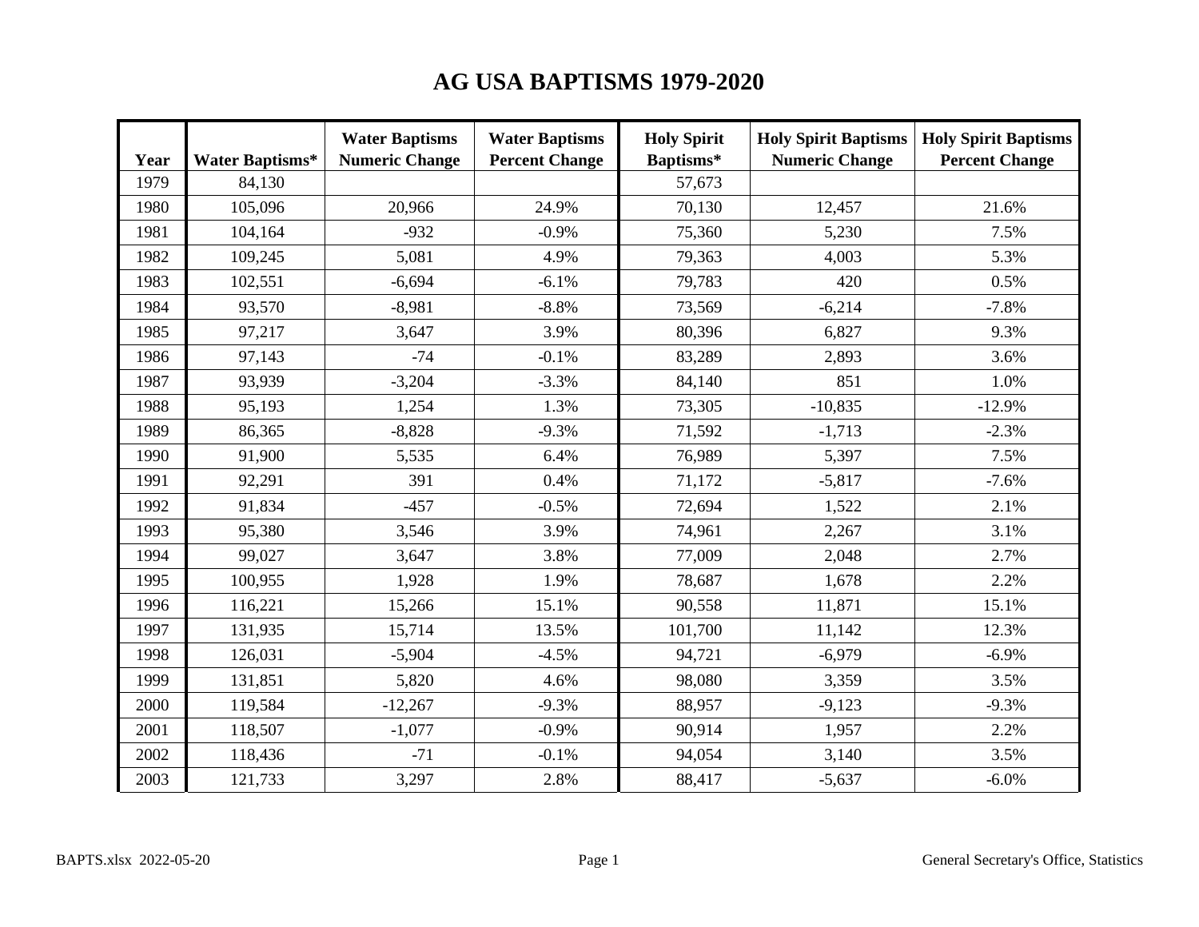# AG USA BAPTISMS 1979-2020

| Year | Water Baptisms* | Water Baptisms Numeric Change | Water Baptisms Percent Change | Holy Spirit Baptisms* | Holy Spirit Baptisms Numeric Change | Holy Spirit Baptisms Percent Change |
|---|---|---|---|---|---|---|
| 1979 | 84,130 | | | 57,673 | | |
| 1980 | 105,096 | 20,966 | 24.9% | 70,130 | 12,457 | 21.6% |
| 1981 | 104,164 | -932 | -0.9% | 75,360 | 5,230 | 7.5% |
| 1982 | 109,245 | 5,081 | 4.9% | 79,363 | 4,003 | 5.3% |
| 1983 | 102,551 | -6,694 | -6.1% | 79,783 | 420 | 0.5% |
| 1984 | 93,570 | -8,981 | -8.8% | 73,569 | -6,214 | -7.8% |
| 1985 | 97,217 | 3,647 | 3.9% | 80,396 | 6,827 | 9.3% |
| 1986 | 97,143 | -74 | -0.1% | 83,289 | 2,893 | 3.6% |
| 1987 | 93,939 | -3,204 | -3.3% | 84,140 | 851 | 1.0% |
| 1988 | 95,193 | 1,254 | 1.3% | 73,305 | -10,835 | -12.9% |
| 1989 | 86,365 | -8,828 | -9.3% | 71,592 | -1,713 | -2.3% |
| 1990 | 91,900 | 5,535 | 6.4% | 76,989 | 5,397 | 7.5% |
| 1991 | 92,291 | 391 | 0.4% | 71,172 | -5,817 | -7.6% |
| 1992 | 91,834 | -457 | -0.5% | 72,694 | 1,522 | 2.1% |
| 1993 | 95,380 | 3,546 | 3.9% | 74,961 | 2,267 | 3.1% |
| 1994 | 99,027 | 3,647 | 3.8% | 77,009 | 2,048 | 2.7% |
| 1995 | 100,955 | 1,928 | 1.9% | 78,687 | 1,678 | 2.2% |
| 1996 | 116,221 | 15,266 | 15.1% | 90,558 | 11,871 | 15.1% |
| 1997 | 131,935 | 15,714 | 13.5% | 101,700 | 11,142 | 12.3% |
| 1998 | 126,031 | -5,904 | -4.5% | 94,721 | -6,979 | -6.9% |
| 1999 | 131,851 | 5,820 | 4.6% | 98,080 | 3,359 | 3.5% |
| 2000 | 119,584 | -12,267 | -9.3% | 88,957 | -9,123 | -9.3% |
| 2001 | 118,507 | -1,077 | -0.9% | 90,914 | 1,957 | 2.2% |
| 2002 | 118,436 | -71 | -0.1% | 94,054 | 3,140 | 3.5% |
| 2003 | 121,733 | 3,297 | 2.8% | 88,417 | -5,637 | -6.0% |

BAPTS.xlsx 2022-05-20 General Secretary's Office, Statistics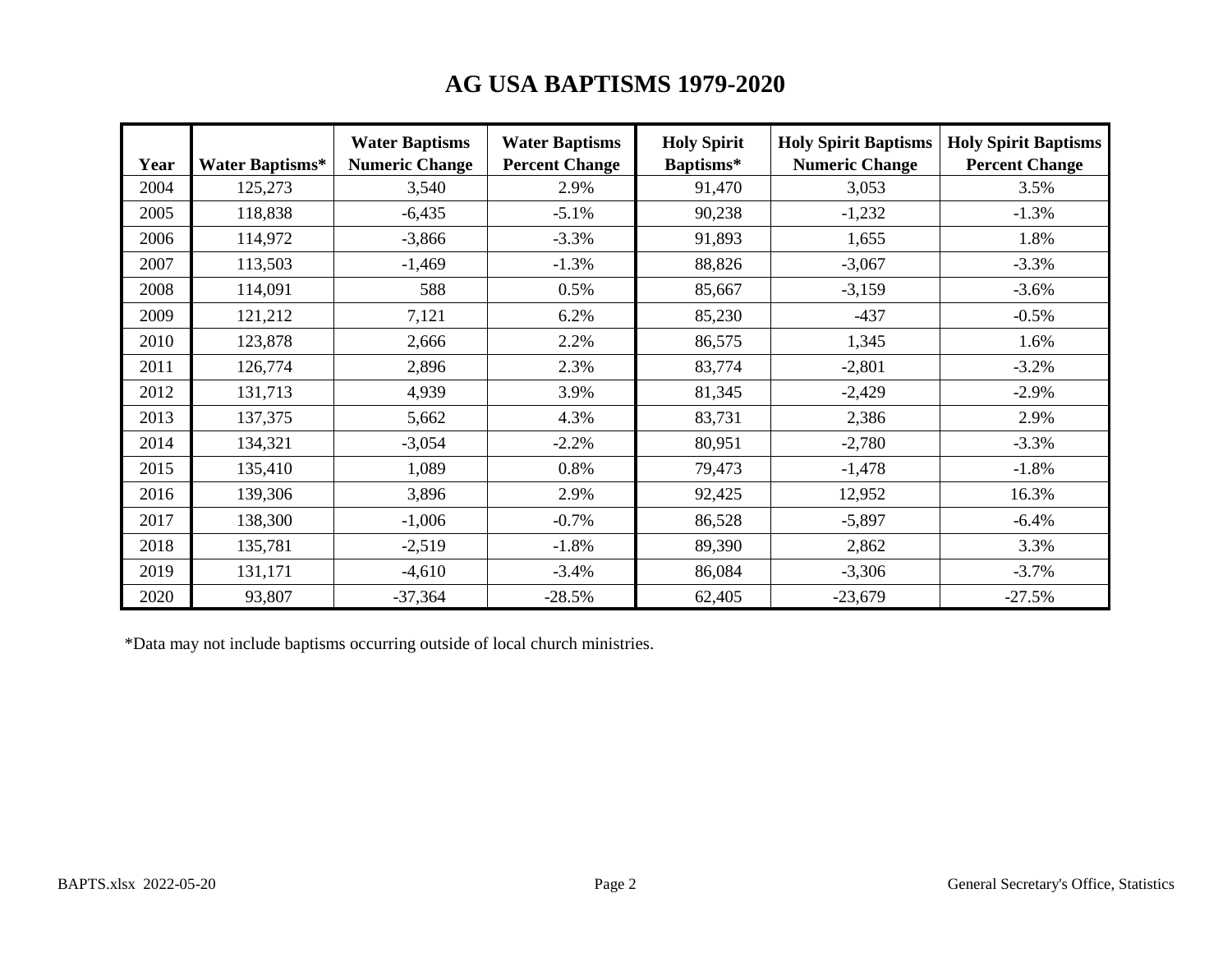# AG USA BAPTISMS 1979-2020

| Year | Water Baptisms* | Water Baptisms Numeric Change | Water Baptisms Percent Change | Holy Spirit Baptisms* | Holy Spirit Baptisms Numeric Change | Holy Spirit Baptisms Percent Change |
|---|---|---|---|---|---|---|
| 2004 | 125,273 | 3,540 | 2.9% | 91,470 | 3,053 | 3.5% |
| 2005 | 118,838 | -6,435 | -5.1% | 90,238 | -1,232 | -1.3% |
| 2006 | 114,972 | -3,866 | -3.3% | 91,893 | 1,655 | 1.8% |
| 2007 | 113,503 | -1,469 | -1.3% | 88,826 | -3,067 | -3.3% |
| 2008 | 114,091 | 588 | 0.5% | 85,667 | -3,159 | -3.6% |
| 2009 | 121,212 | 7,121 | 6.2% | 85,230 | -437 | -0.5% |
| 2010 | 123,878 | 2,666 | 2.2% | 86,575 | 1,345 | 1.6% |
| 2011 | 126,774 | 2,896 | 2.3% | 83,774 | -2,801 | -3.2% |
| 2012 | 131,713 | 4,939 | 3.9% | 81,345 | -2,429 | -2.9% |
| 2013 | 137,375 | 5,662 | 4.3% | 83,731 | 2,386 | 2.9% |
| 2014 | 134,321 | -3,054 | -2.2% | 80,951 | -2,780 | -3.3% |
| 2015 | 135,410 | 1,089 | 0.8% | 79,473 | -1,478 | -1.8% |
| 2016 | 139,306 | 3,896 | 2.9% | 92,425 | 12,952 | 16.3% |
| 2017 | 138,300 | -1,006 | -0.7% | 86,528 | -5,897 | -6.4% |
| 2018 | 135,781 | -2,519 | -1.8% | 89,390 | 2,862 | 3.3% |
| 2019 | 131,171 | -4,610 | -3.4% | 86,084 | -3,306 | -3.7% |
| 2020 | 93,807 | -37,364 | -28.5% | 62,405 | -23,679 | -27.5% |

*Data may not include baptisms occurring outside of local church ministries.

BAPTS.xlsx 2022-05-20 General Secretary's Office, Statistics